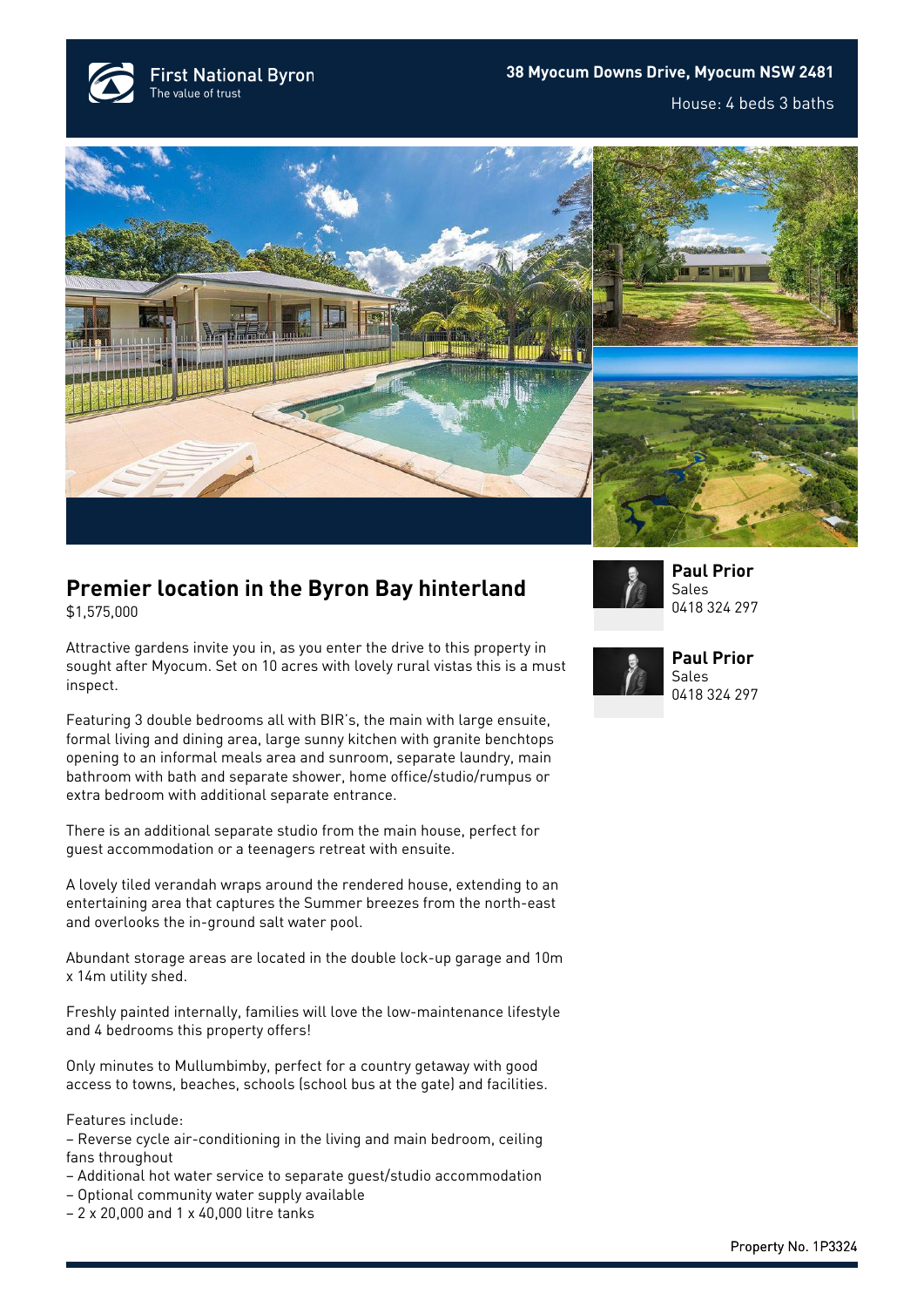First National Byron
The value of trust

**38 Myocum Downs Drive, Myocum NSW 2481**

House: 4 beds 3 baths

## Premier location in the Byron Bay hinterland

$1,575,000

Attractive gardens invite you in, as you enter the drive to this property in sought after Myocum. Set on 10 acres with lovely rural vistas this is a must inspect.

Featuring 3 double bedrooms all with BIR's, the main with large ensuite, formal living and dining area, large sunny kitchen with granite benchtops opening to an informal meals area and sunroom, separate laundry, main bathroom with bath and separate shower, home office/studio/rumpus or extra bedroom with additional separate entrance.

There is an additional separate studio from the main house, perfect for guest accommodation or a teenagers retreat with ensuite.

A lovely tiled verandah wraps around the rendered house, extending to an entertaining area that captures the Summer breezes from the north-east and overlooks the in-ground salt water pool.

Abundant storage areas are located in the double lock-up garage and 10m x 14m utility shed.

Freshly painted internally, families will love the low-maintenance lifestyle and 4 bedrooms this property offers!

Only minutes to Mullumbimby, perfect for a country getaway with good access to towns, beaches, schools (school bus at the gate) and facilities.

Features include:

– Reverse cycle air-conditioning in the living and main bedroom, ceiling fans throughout
– Additional hot water service to separate guest/studio accommodation
– Optional community water supply available
– 2 x 20,000 and 1 x 40,000 litre tanks

**Paul Prior**
Sales
0418 324 297

**Paul Prior**
Sales
0418 324 297

Property No. 1P3324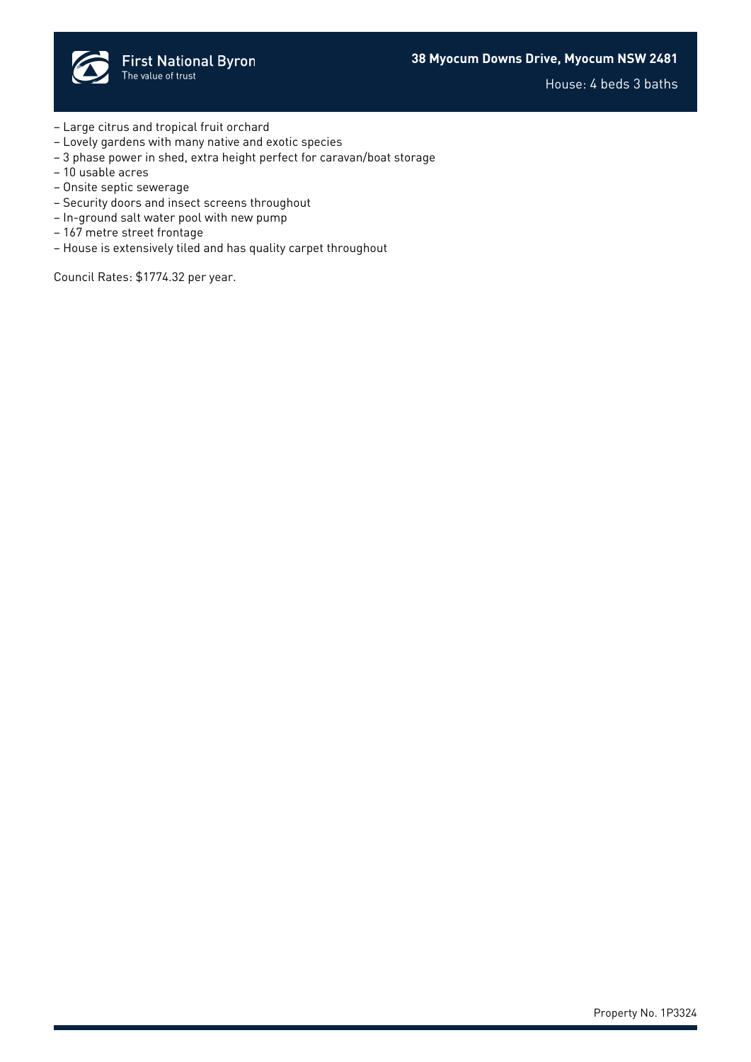– Large citrus and tropical fruit orchard
– Lovely gardens with many native and exotic species
– 3 phase power in shed, extra height perfect for caravan/boat storage
– 10 usable acres
– Onsite septic sewerage
– Security doors and insect screens throughout
– In-ground salt water pool with new pump
– 167 metre street frontage
– House is extensively tiled and has quality carpet throughout

Council Rates: $1774.32 per year.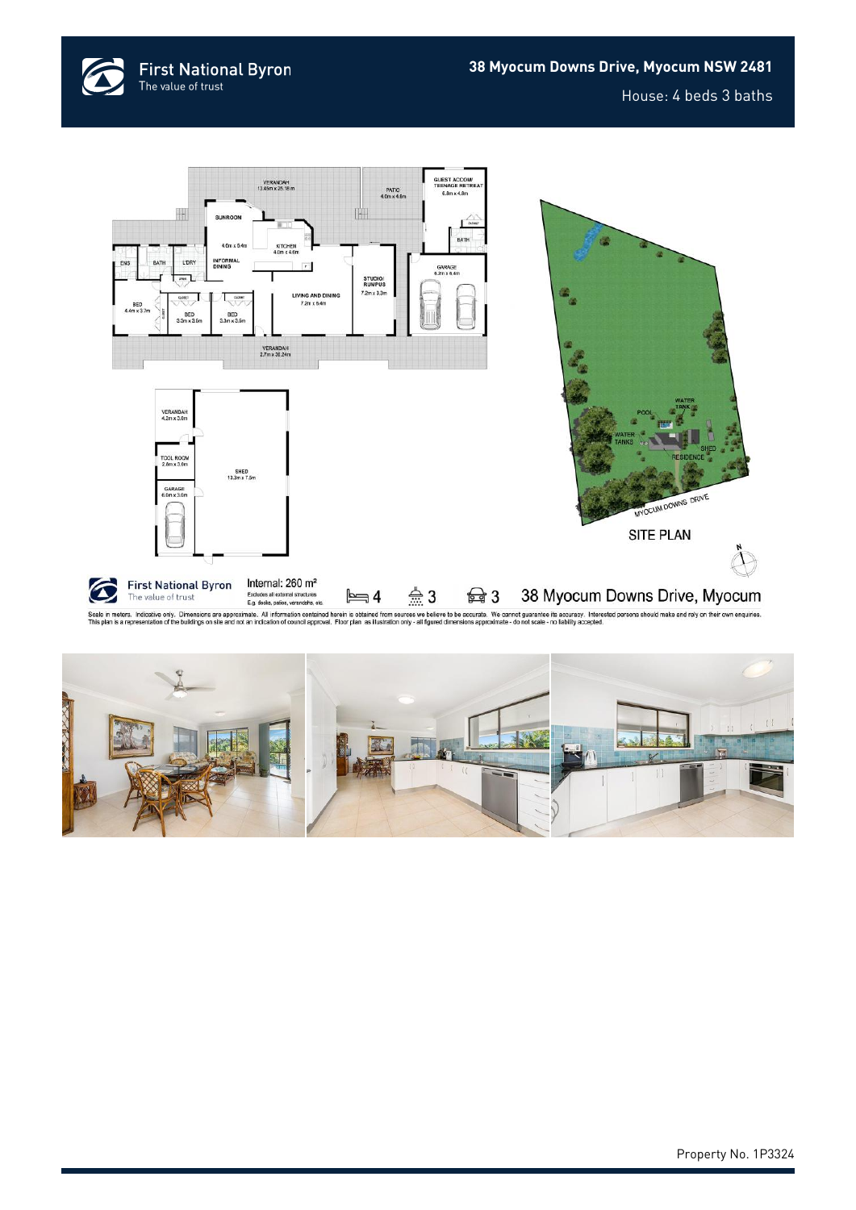First National Byron
The value of trust

**38 Myocum Downs Drive, Myocum NSW 2481**

House: 4 beds 3 baths

First National Byron
The value of trust

Internal: 260 m²
Excludes all external structures
E.g. decks, patios, verandahs, etc.

4 3 3 38 Myocum Downs Drive, Myocum

Scale in meters. Indicative only. Dimensions are approximate. All information contained herein is obtained from sources we believe to be accurate. We cannot guarantee its accuracy. Interested persons should make and rely on their own enquiries. This plan is a representation of the buildings on site and not an indication of council approval. Floor plan as illustration only - all figured dimensions approximate - do not scale - no liability accepted.

Property No. 1P3324